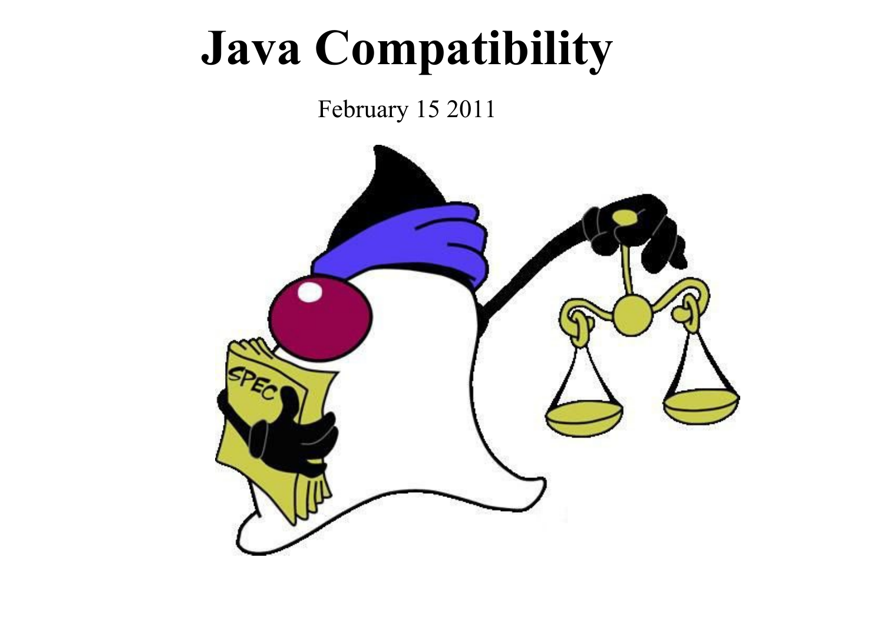# Java Compatibility

February 15 2011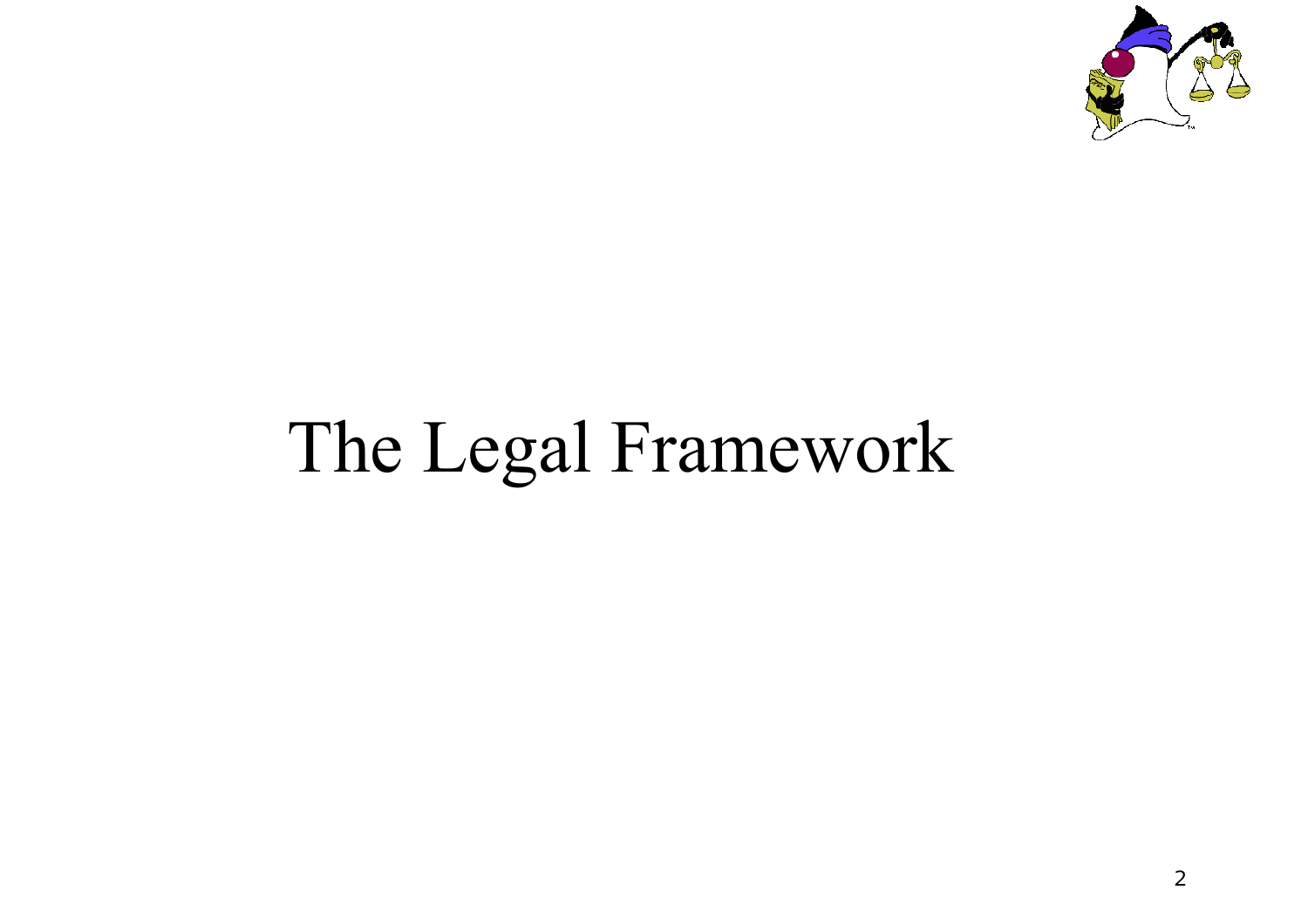# The Legal Framework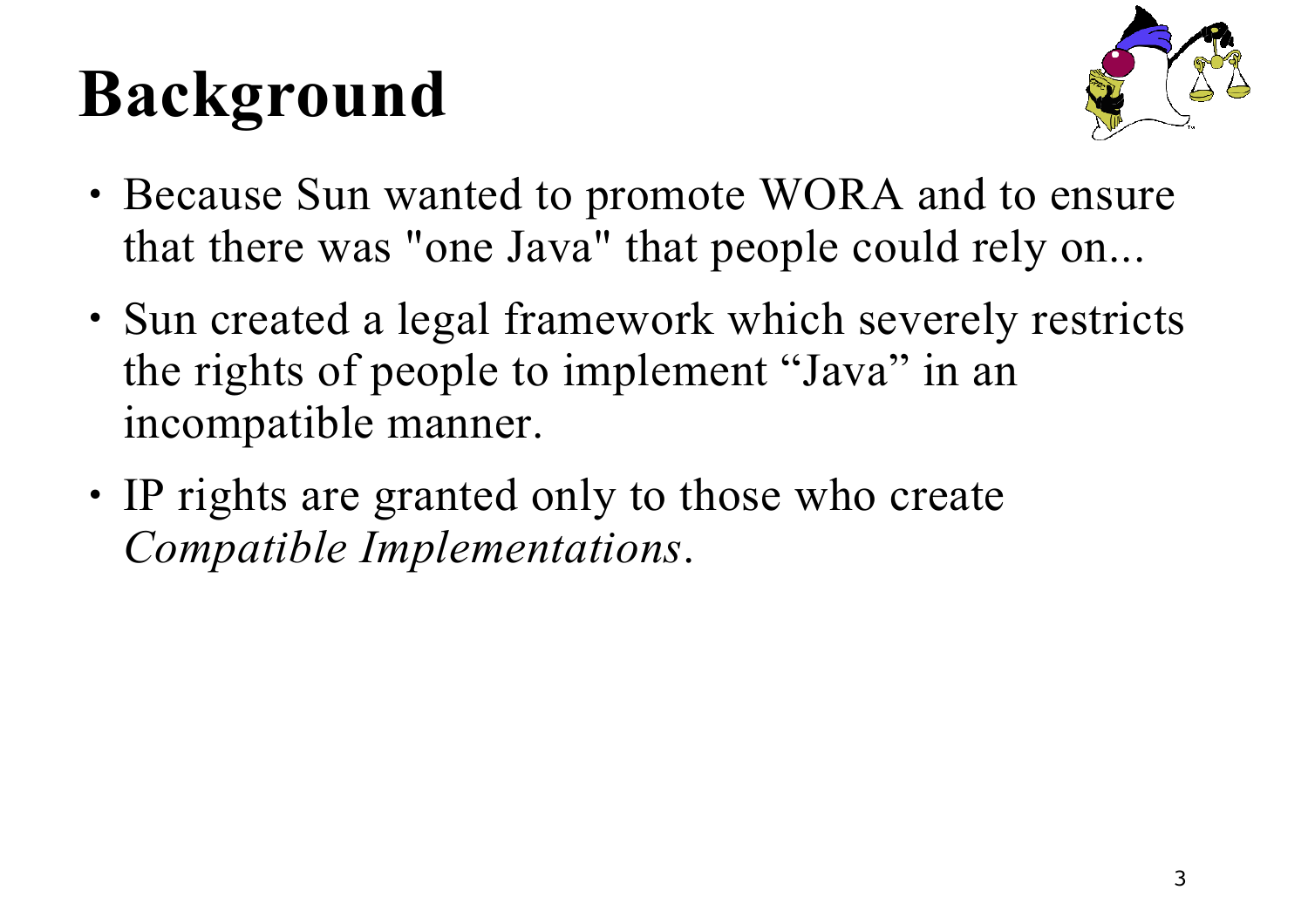# Background

- Because Sun wanted to promote WORA and to ensure that there was "one Java" that people could rely on...
- Sun created a legal framework which severely restricts the rights of people to implement “Java” in an incompatible manner.
- IP rights are granted only to those who create *Compatible Implementations*.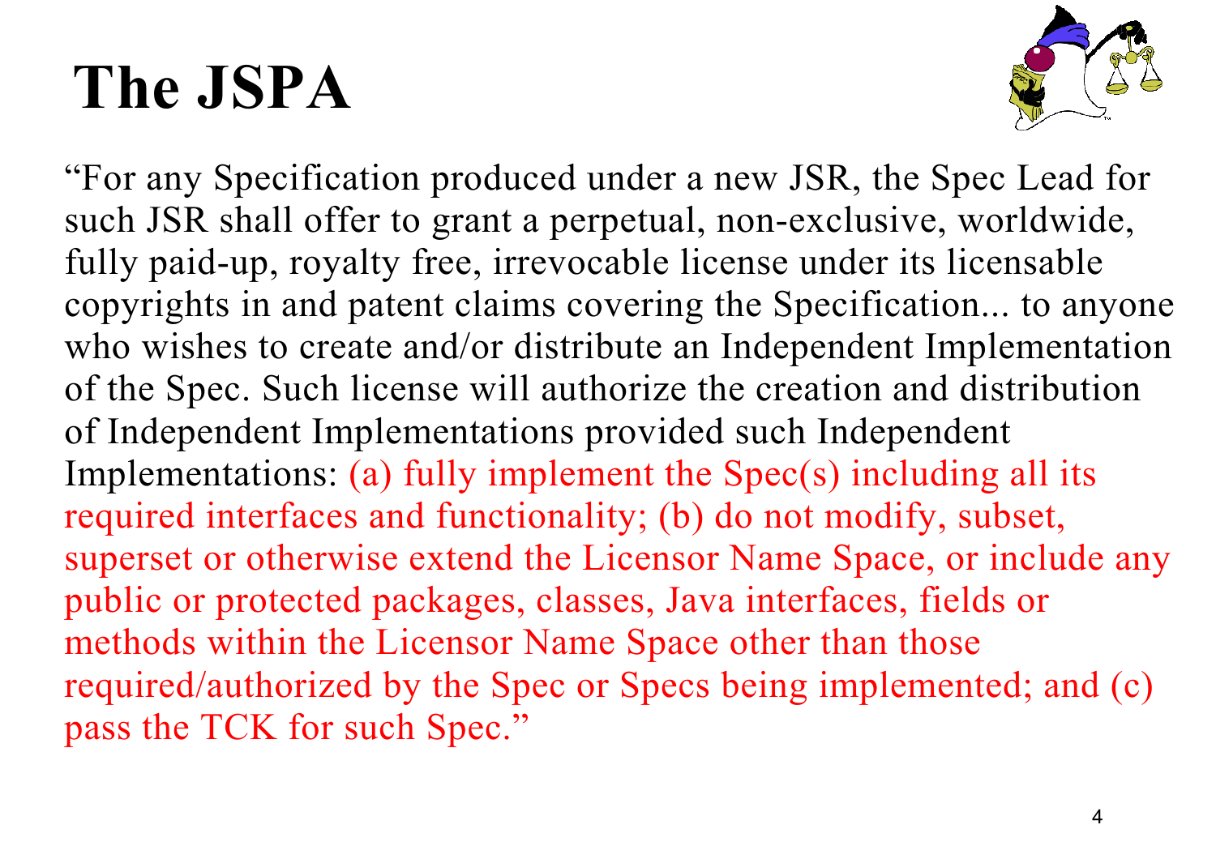# The JSPA

"For any Specification produced under a new JSR, the Spec Lead for such JSR shall offer to grant a perpetual, non-exclusive, worldwide, fully paid-up, royalty free, irrevocable license under its licensable copyrights in and patent claims covering the Specification... to anyone who wishes to create and/or distribute an Independent Implementation of the Spec. Such license will authorize the creation and distribution of Independent Implementations provided such Independent Implementations: (a) fully implement the Spec(s) including all its required interfaces and functionality; (b) do not modify, subset, superset or otherwise extend the Licensor Name Space, or include any public or protected packages, classes, Java interfaces, fields or methods within the Licensor Name Space other than those required/authorized by the Spec or Specs being implemented; and (c) pass the TCK for such Spec."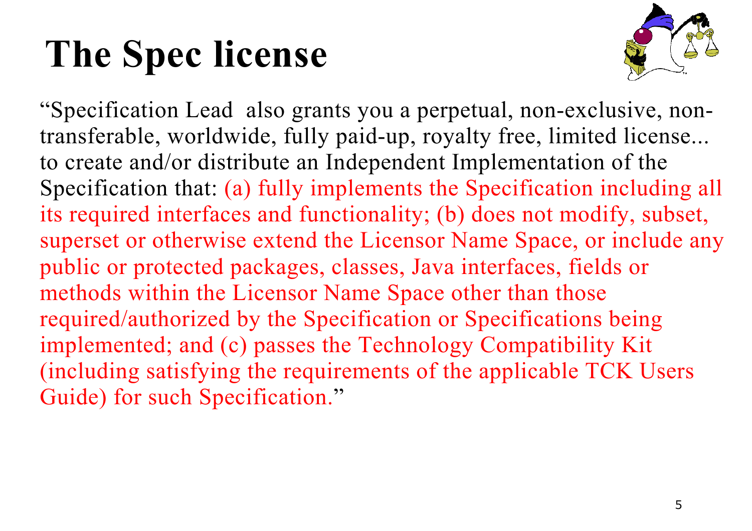# The Spec license

"Specification Lead also grants you a perpetual, non-exclusive, non-transferable, worldwide, fully paid-up, royalty free, limited license... to create and/or distribute an Independent Implementation of the Specification that: (a) fully implements the Specification including all its required interfaces and functionality; (b) does not modify, subset, superset or otherwise extend the Licensor Name Space, or include any public or protected packages, classes, Java interfaces, fields or methods within the Licensor Name Space other than those required/authorized by the Specification or Specifications being implemented; and (c) passes the Technology Compatibility Kit (including satisfying the requirements of the applicable TCK Users Guide) for such Specification."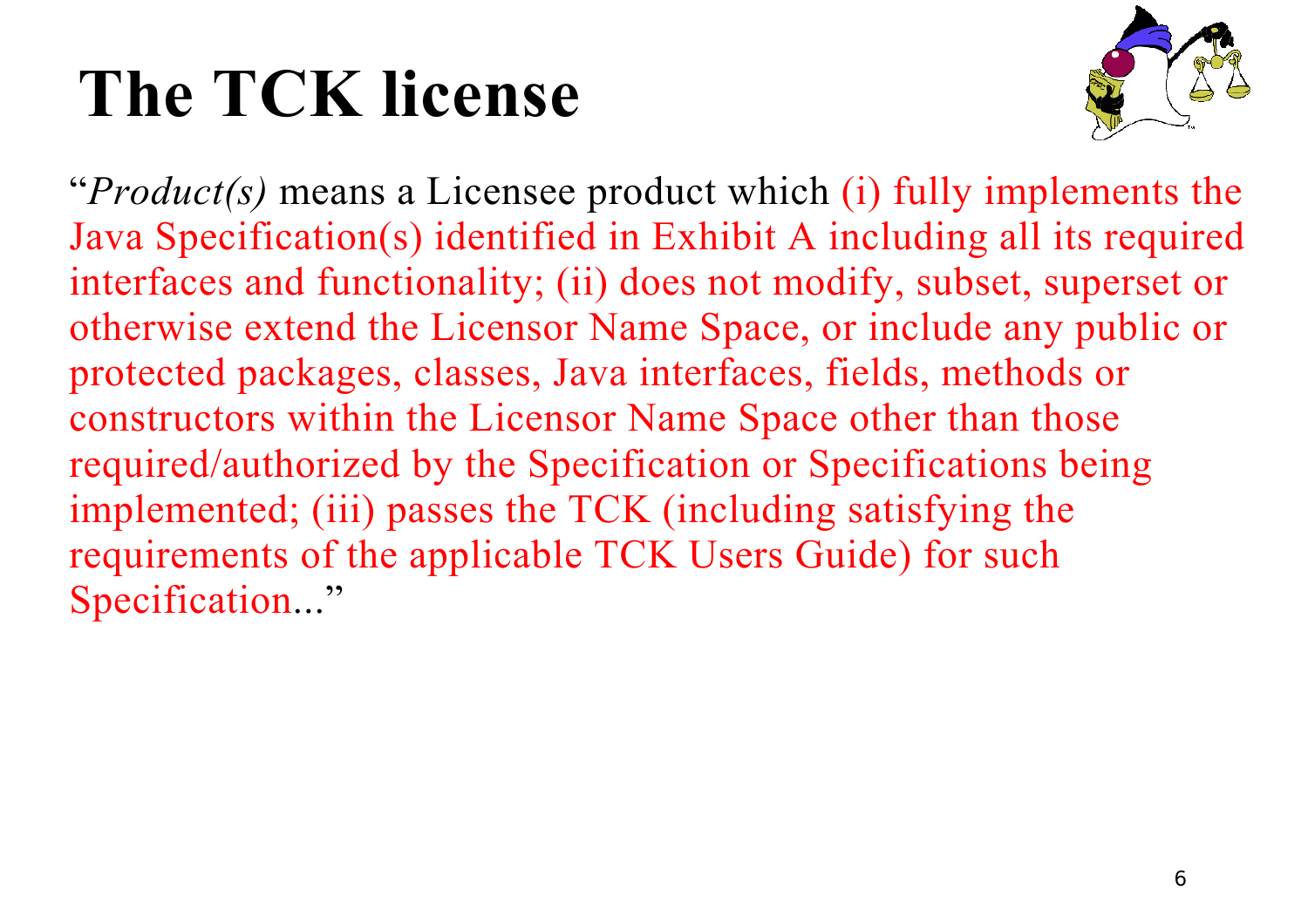# The TCK license

"*Product(s)* means a Licensee product which (i) fully implements the Java Specification(s) identified in Exhibit A including all its required interfaces and functionality; (ii) does not modify, subset, superset or otherwise extend the Licensor Name Space, or include any public or protected packages, classes, Java interfaces, fields, methods or constructors within the Licensor Name Space other than those required/authorized by the Specification or Specifications being implemented; (iii) passes the TCK (including satisfying the requirements of the applicable TCK Users Guide) for such Specification..."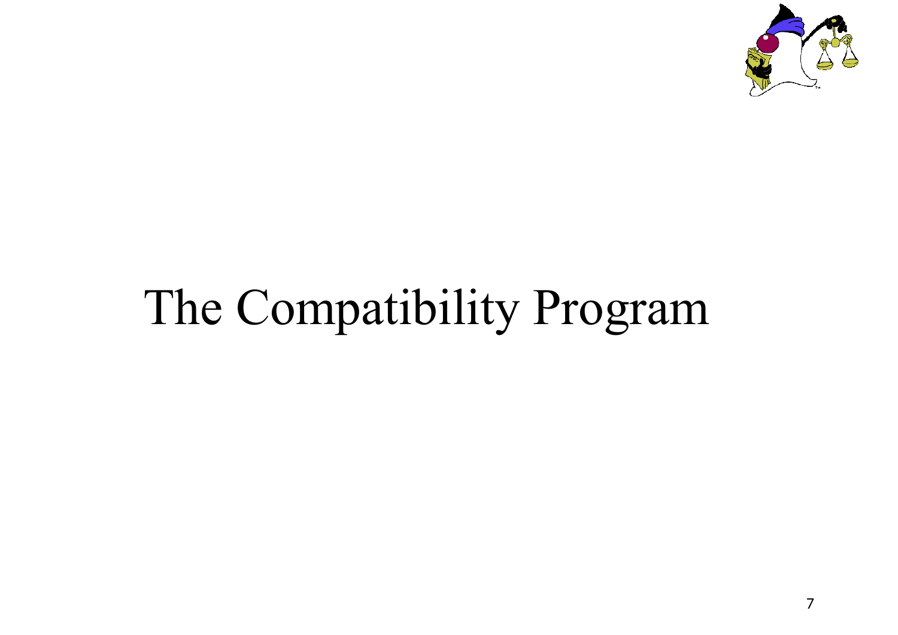# The Compatibility Program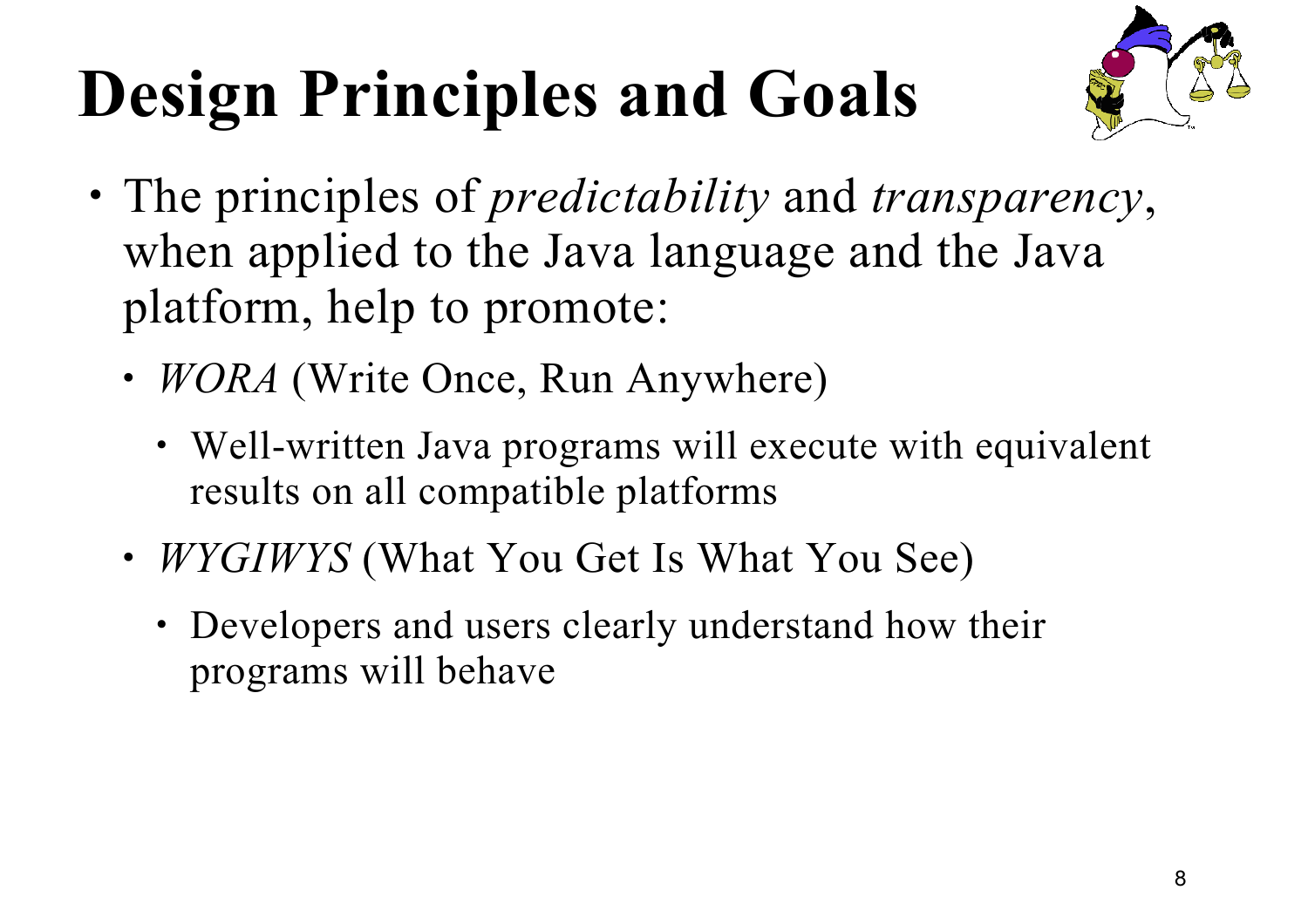# Design Principles and Goals

- The principles of *predictability* and *transparency*, when applied to the Java language and the Java platform, help to promote:
  - *WORA* (Write Once, Run Anywhere)
    - Well-written Java programs will execute with equivalent results on all compatible platforms
  - *WYGIWYS* (What You Get Is What You See)
    - Developers and users clearly understand how their programs will behave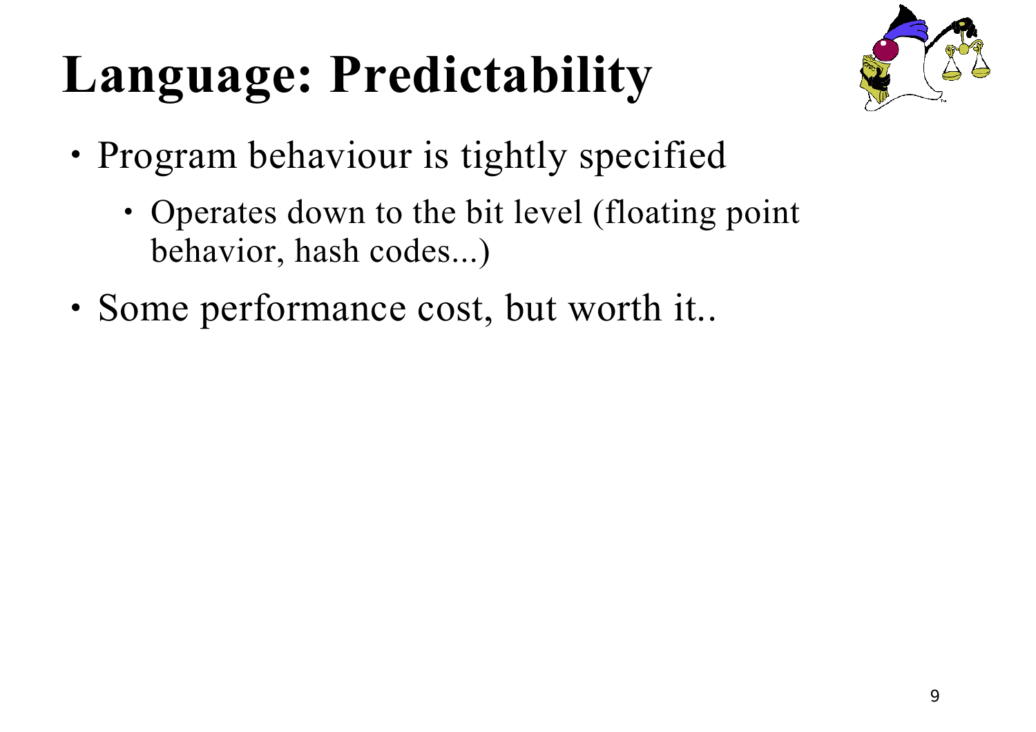# Language: Predictability

- Program behaviour is tightly specified
  - Operates down to the bit level (floating point behavior, hash codes...)
- Some performance cost, but worth it..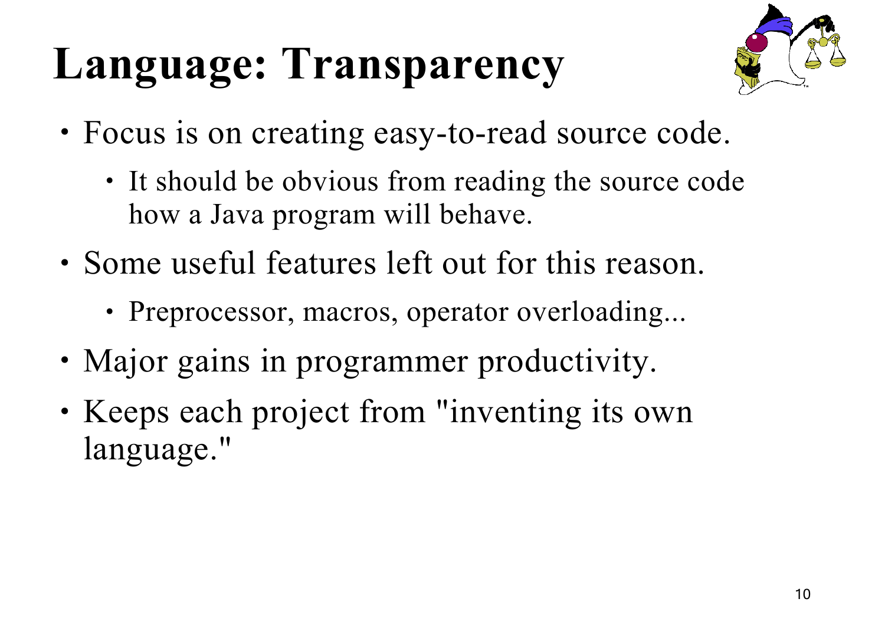# Language: Transparency

- Focus is on creating easy-to-read source code.
  - It should be obvious from reading the source code how a Java program will behave.
- Some useful features left out for this reason.
  - Preprocessor, macros, operator overloading...
- Major gains in programmer productivity.
- Keeps each project from "inventing its own language."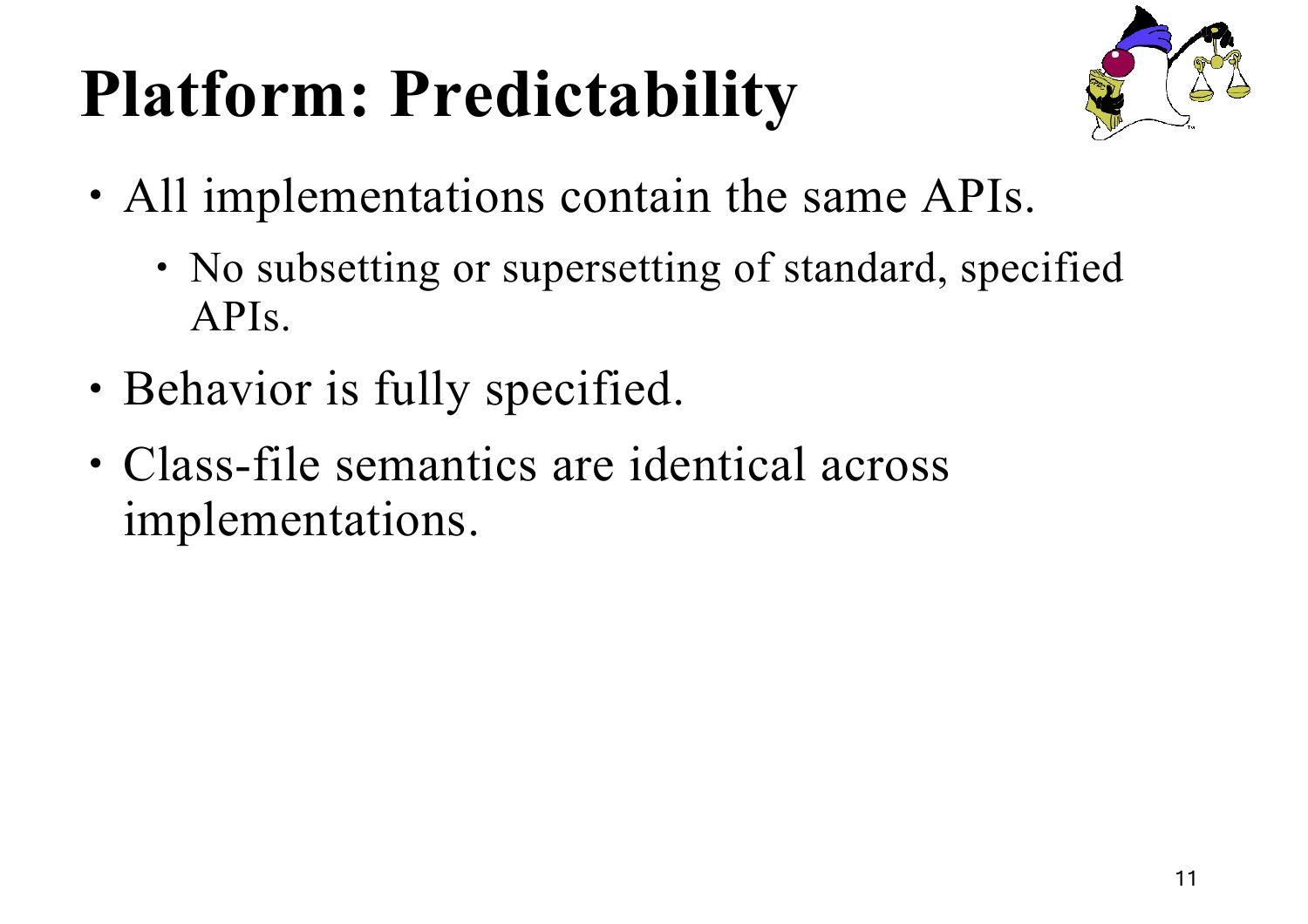# Platform: Predictability

- All implementations contain the same APIs.
  - No subsetting or supersetting of standard, specified APIs.
- Behavior is fully specified.
- Class-file semantics are identical across implementations.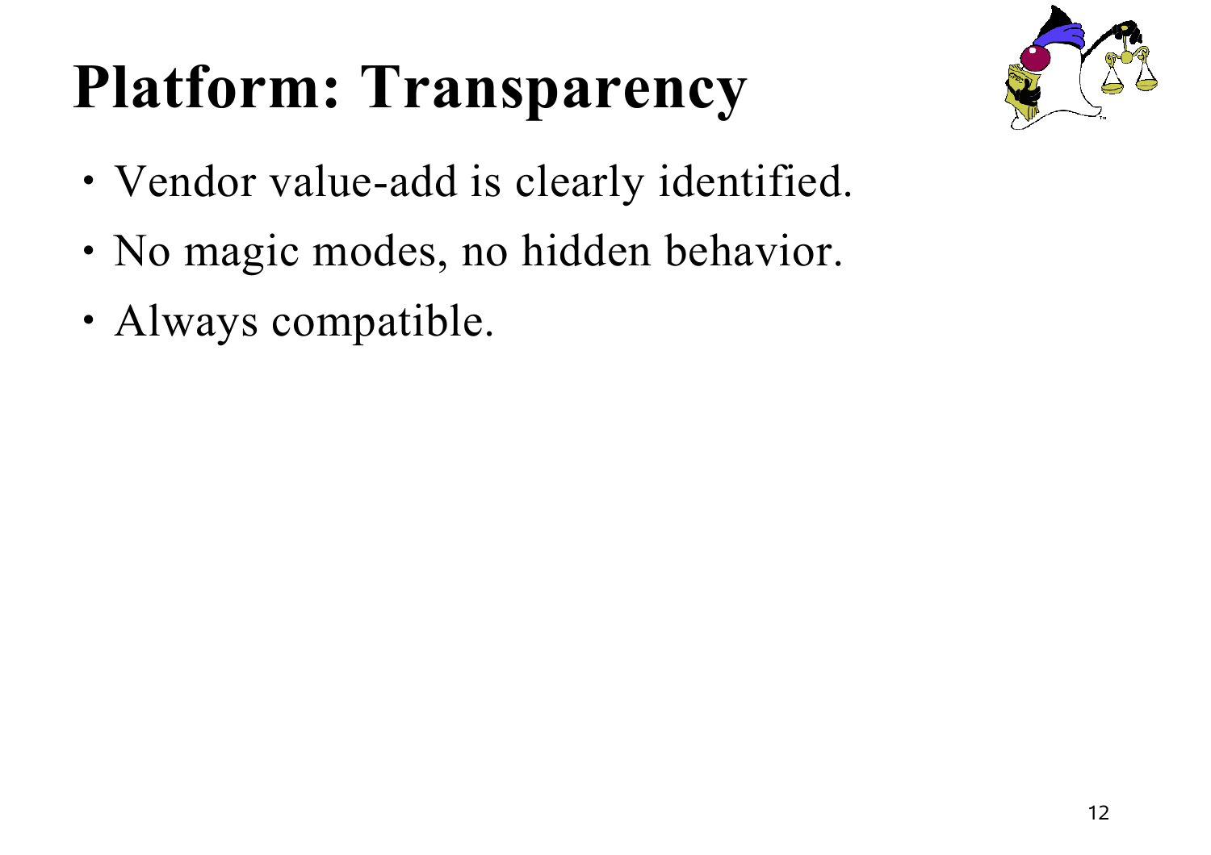# Platform: Transparency

- Vendor value-add is clearly identified.
- No magic modes, no hidden behavior.
- Always compatible.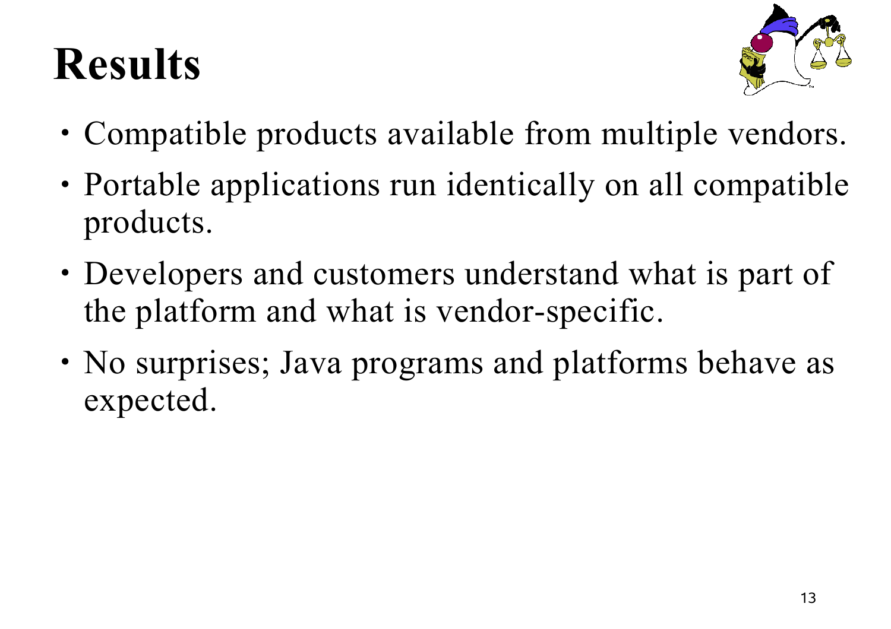# Results

- Compatible products available from multiple vendors.
- Portable applications run identically on all compatible products.
- Developers and customers understand what is part of the platform and what is vendor-specific.
- No surprises; Java programs and platforms behave as expected.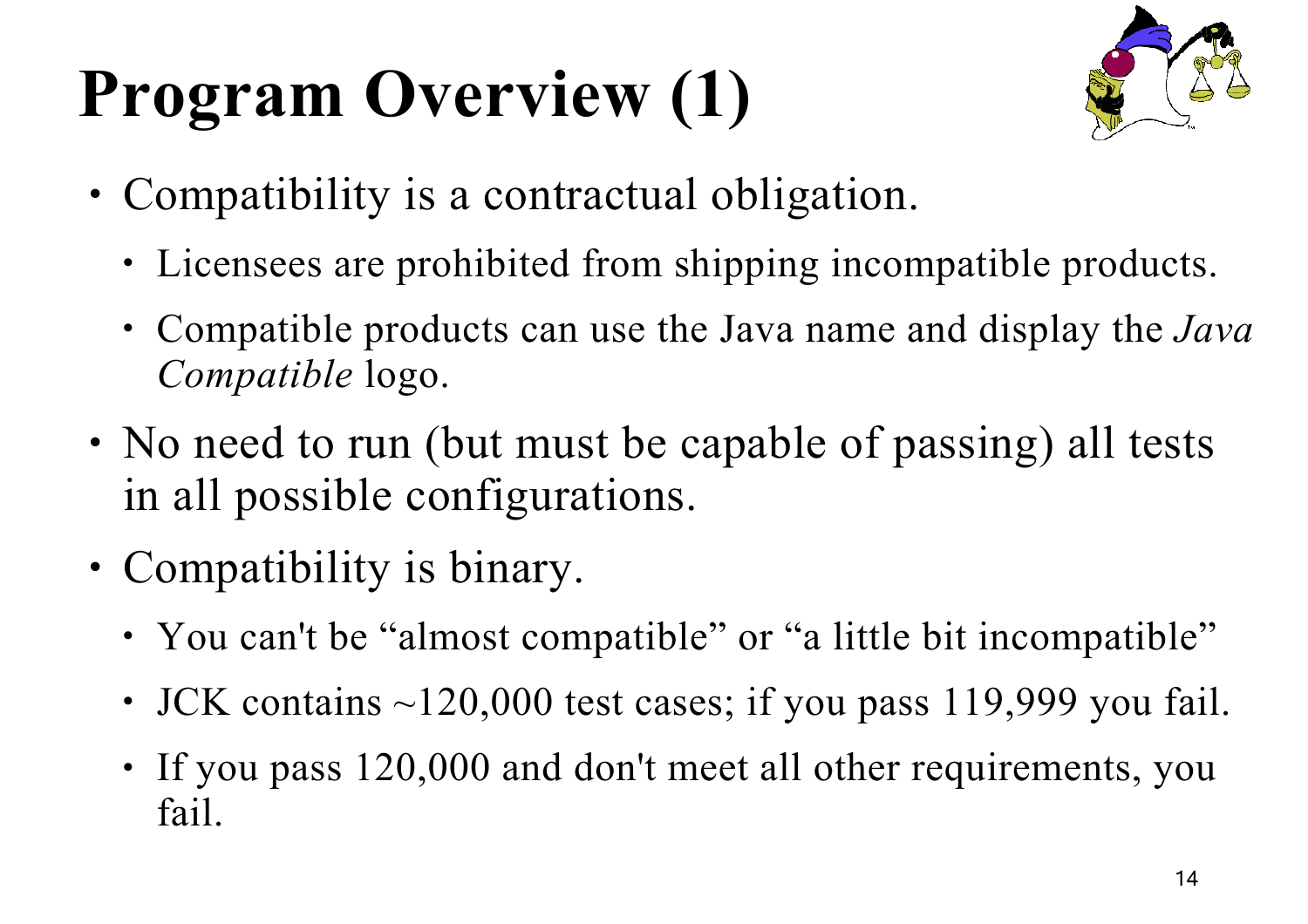# Program Overview (1)

- Compatibility is a contractual obligation.
  - Licensees are prohibited from shipping incompatible products.
  - Compatible products can use the Java name and display the *Java Compatible* logo.
- No need to run (but must be capable of passing) all tests in all possible configurations.
- Compatibility is binary.
  - You can't be "almost compatible" or "a little bit incompatible"
  - JCK contains ~120,000 test cases; if you pass 119,999 you fail.
  - If you pass 120,000 and don't meet all other requirements, you fail.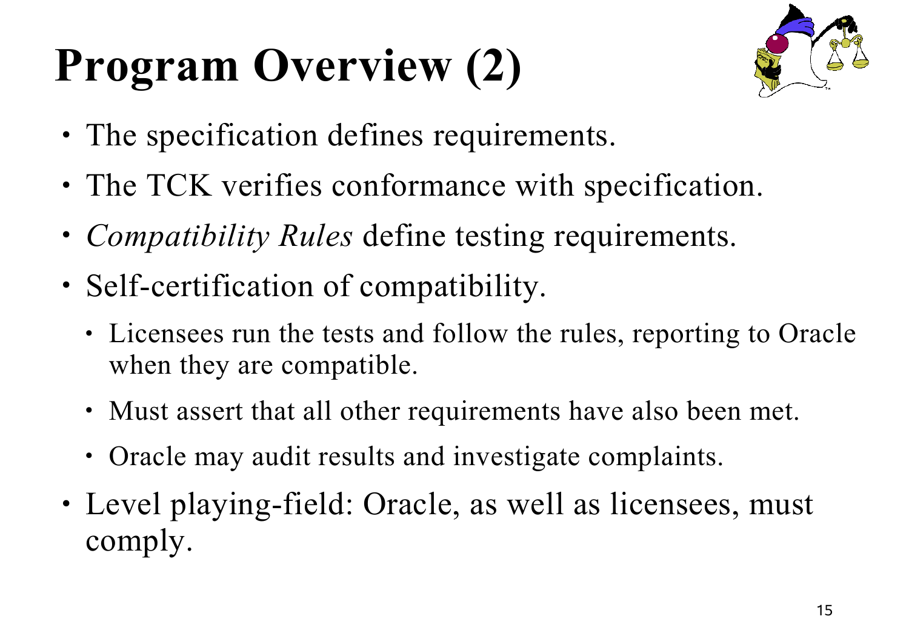# Program Overview (2)

- The specification defines requirements.
- The TCK verifies conformance with specification.
- *Compatibility Rules* define testing requirements.
- Self-certification of compatibility.
  - Licensees run the tests and follow the rules, reporting to Oracle when they are compatible.
  - Must assert that all other requirements have also been met.
  - Oracle may audit results and investigate complaints.
- Level playing-field: Oracle, as well as licensees, must comply.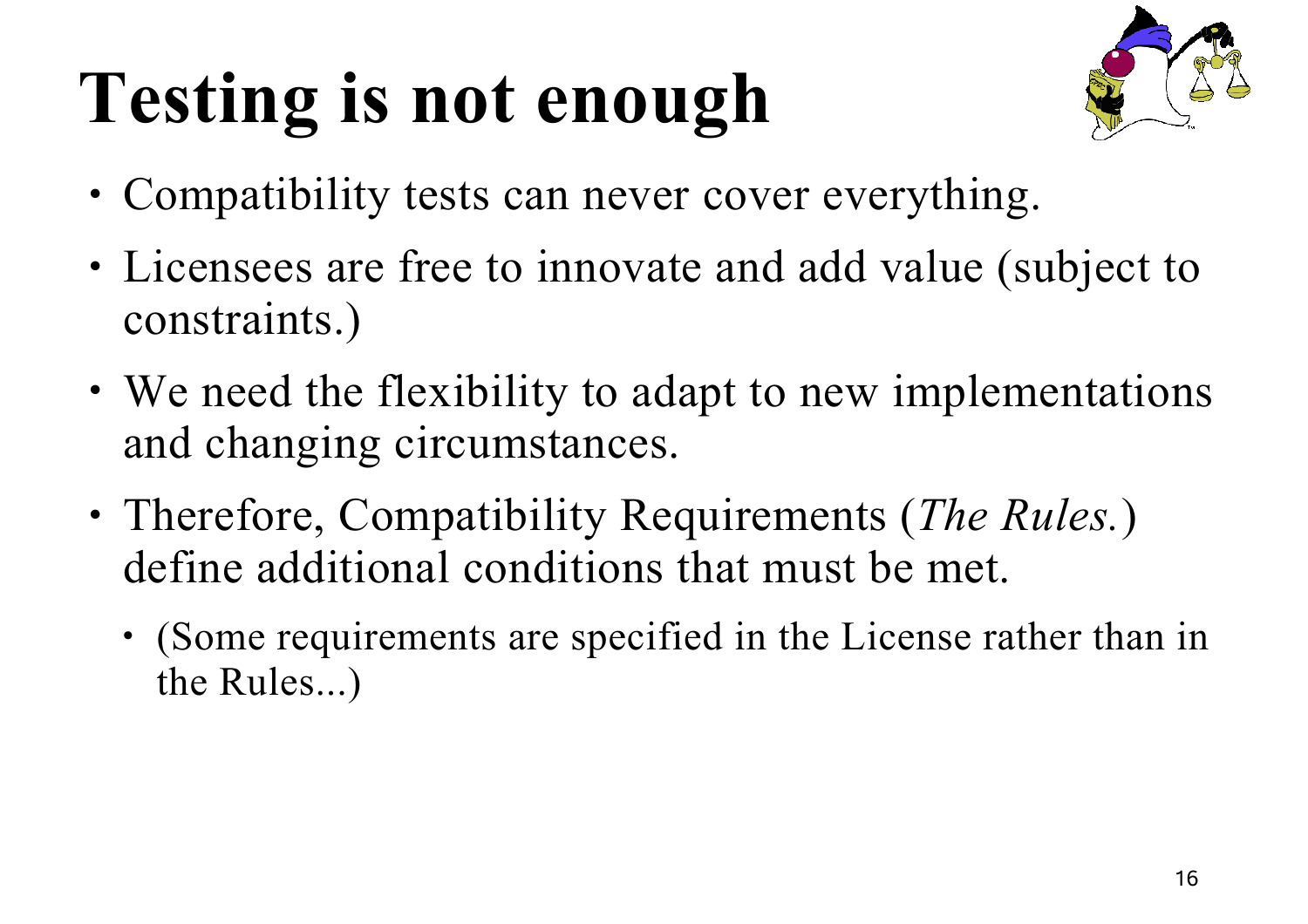# Testing is not enough

- Compatibility tests can never cover everything.
- Licensees are free to innovate and add value (subject to constraints.)
- We need the flexibility to adapt to new implementations and changing circumstances.
- Therefore, Compatibility Requirements (*The Rules.*) define additional conditions that must be met.
  - (Some requirements are specified in the License rather than in the Rules...)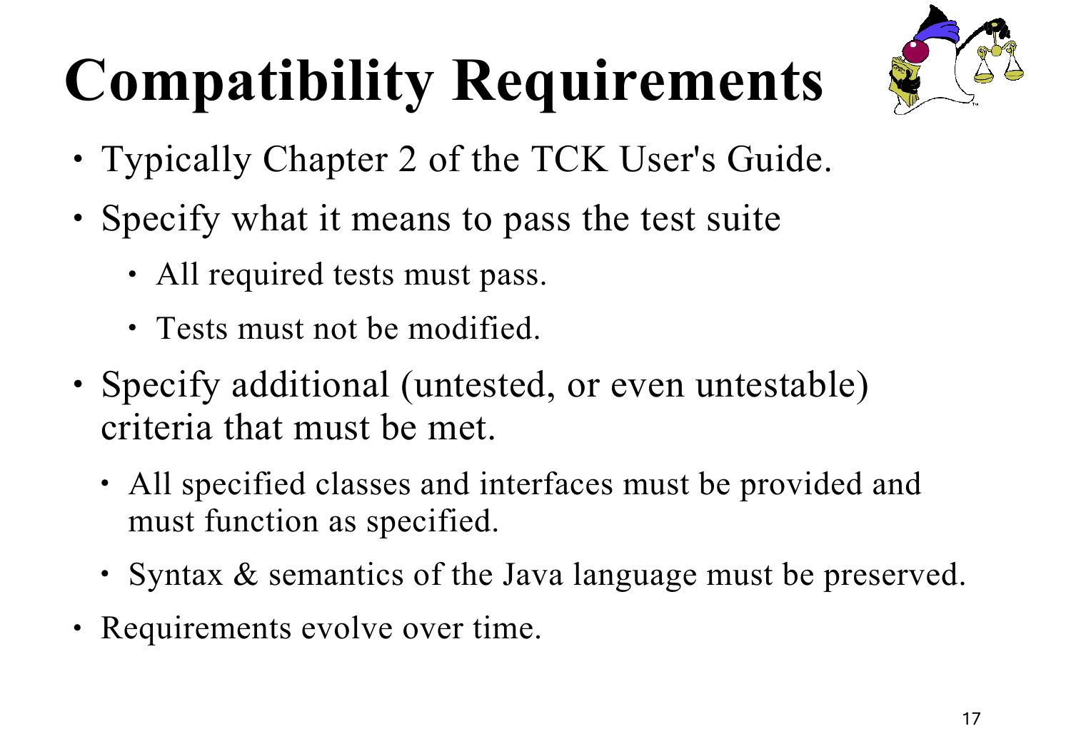# Compatibility Requirements

- Typically Chapter 2 of the TCK User's Guide.
- Specify what it means to pass the test suite
  - All required tests must pass.
  - Tests must not be modified.
- Specify additional (untested, or even untestable) criteria that must be met.
  - All specified classes and interfaces must be provided and must function as specified.
  - Syntax & semantics of the Java language must be preserved.
- Requirements evolve over time.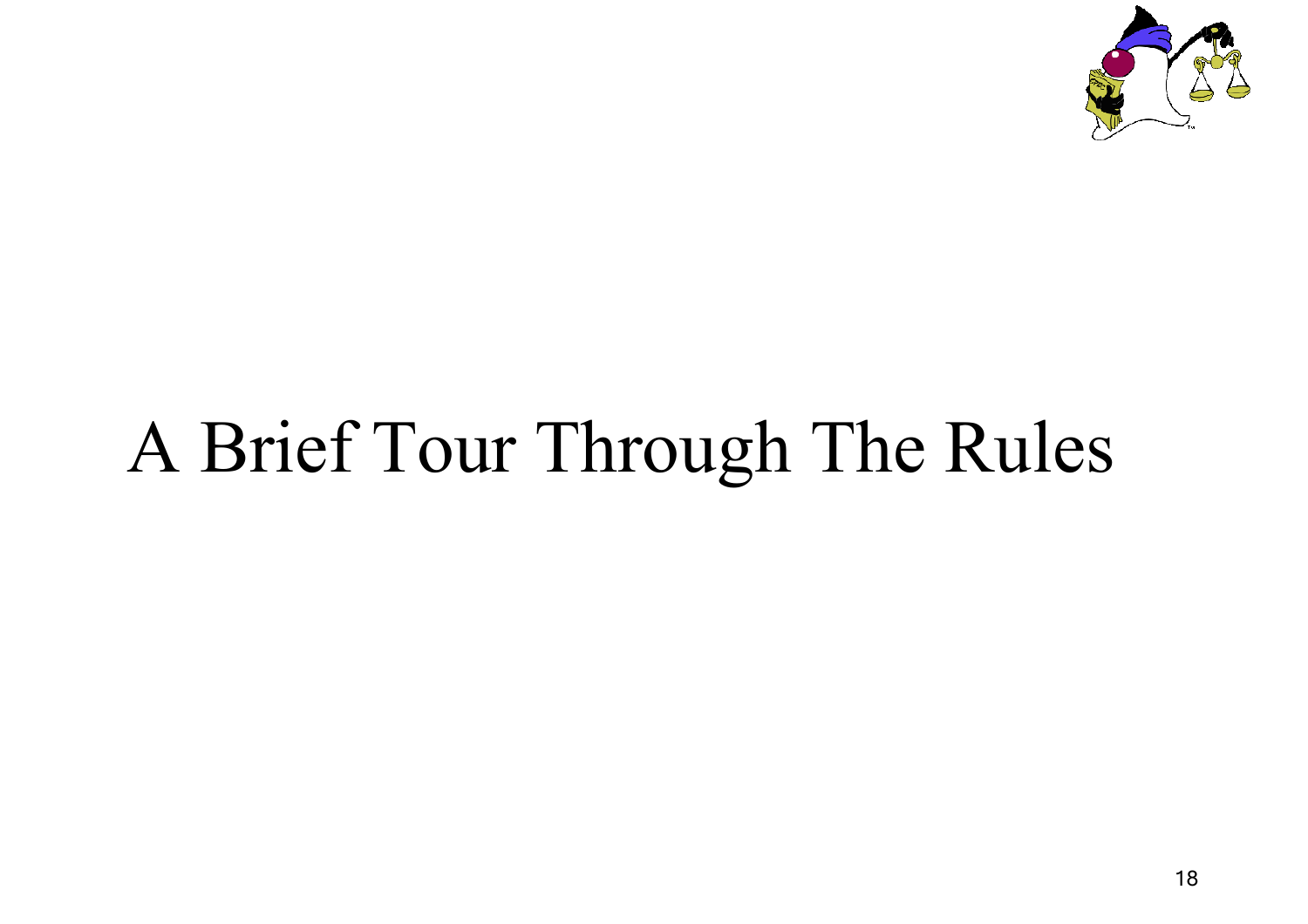# A Brief Tour Through The Rules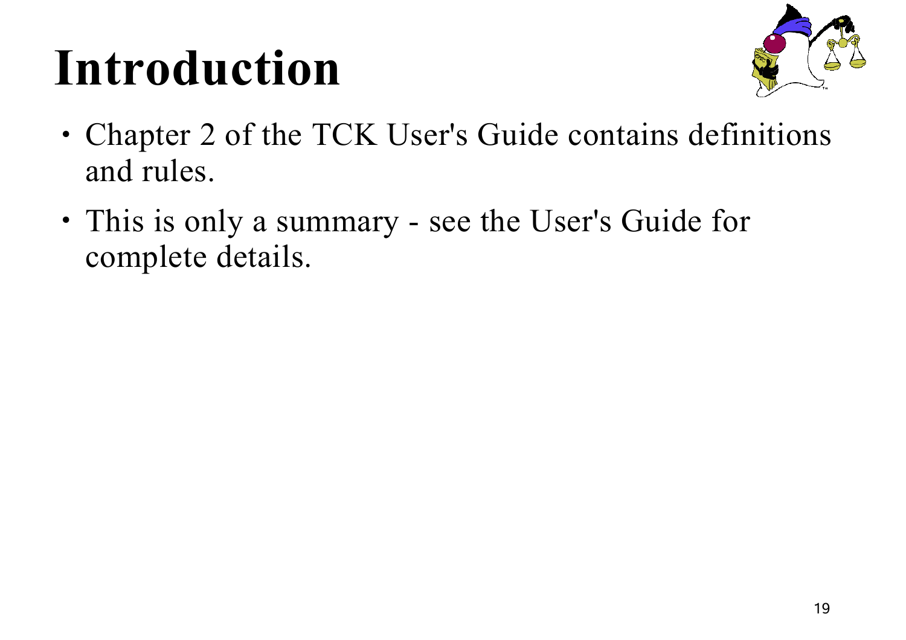# Introduction

- Chapter 2 of the TCK User's Guide contains definitions and rules.
- This is only a summary - see the User's Guide for complete details.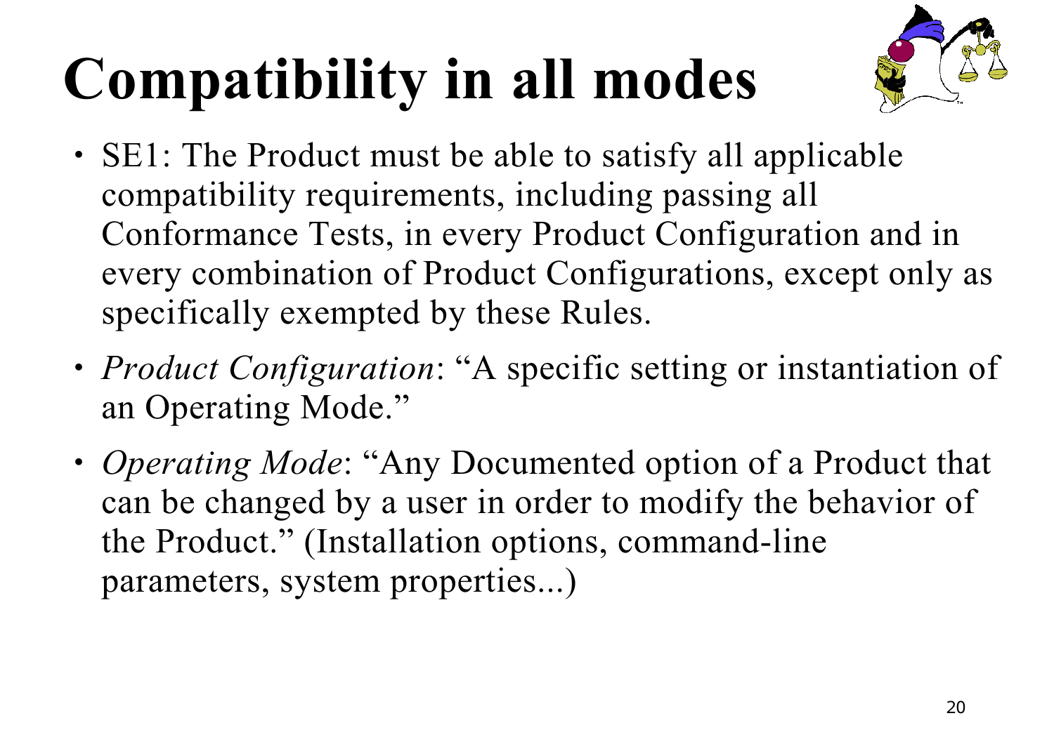# Compatibility in all modes

- SE1: The Product must be able to satisfy all applicable compatibility requirements, including passing all Conformance Tests, in every Product Configuration and in every combination of Product Configurations, except only as specifically exempted by these Rules.
- *Product Configuration*: "A specific setting or instantiation of an Operating Mode."
- *Operating Mode*: "Any Documented option of a Product that can be changed by a user in order to modify the behavior of the Product." (Installation options, command-line parameters, system properties...)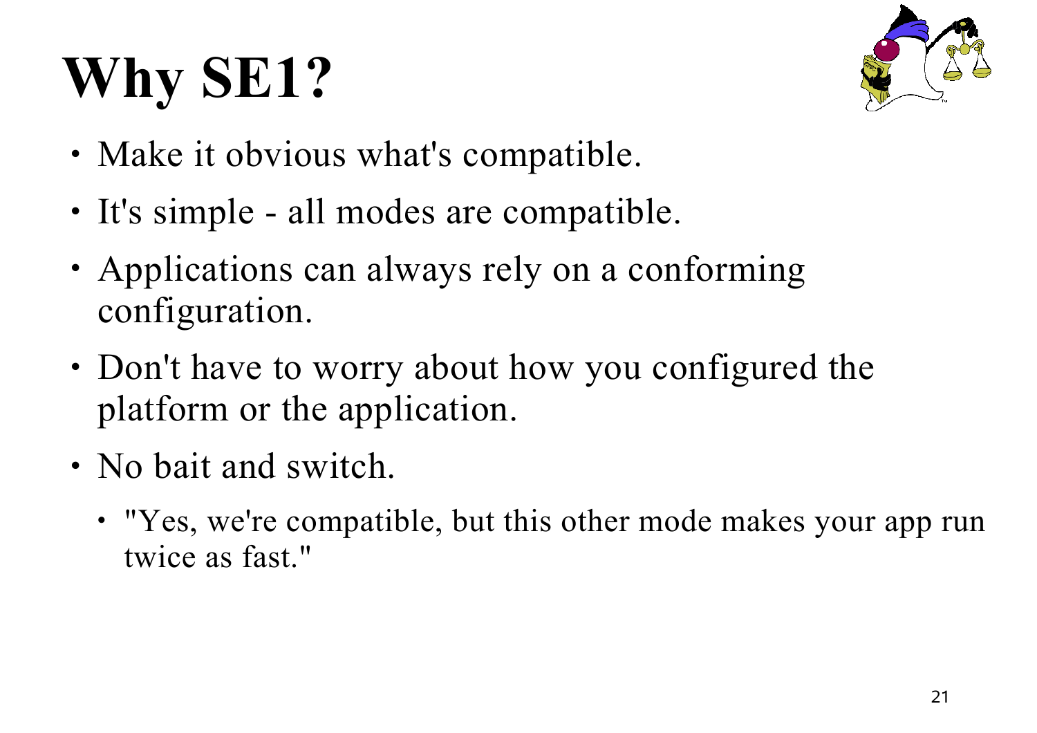# Why SE1?

- Make it obvious what's compatible.
- It's simple - all modes are compatible.
- Applications can always rely on a conforming configuration.
- Don't have to worry about how you configured the platform or the application.
- No bait and switch.
  - "Yes, we're compatible, but this other mode makes your app run twice as fast."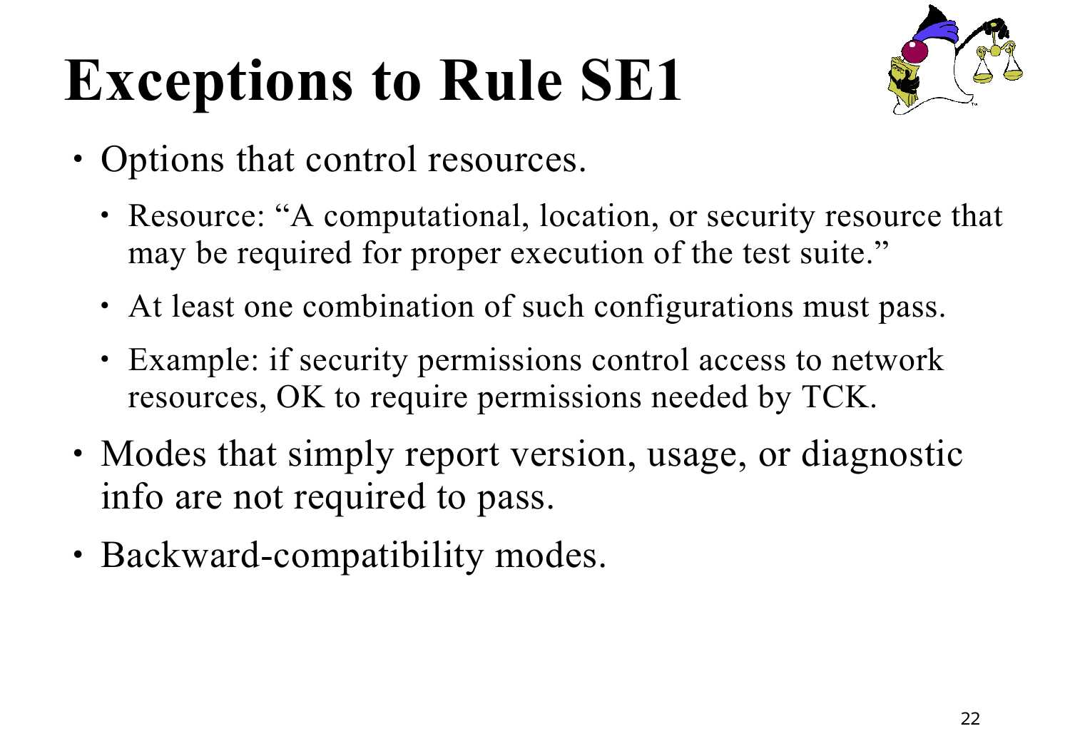# Exceptions to Rule SE1

- Options that control resources.
  - Resource: "A computational, location, or security resource that may be required for proper execution of the test suite."
  - At least one combination of such configurations must pass.
  - Example: if security permissions control access to network resources, OK to require permissions needed by TCK.
- Modes that simply report version, usage, or diagnostic info are not required to pass.
- Backward-compatibility modes.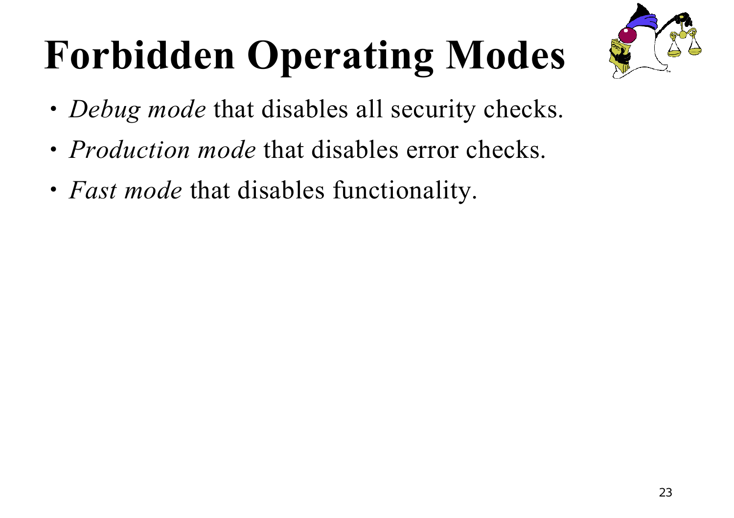# Forbidden Operating Modes

- *Debug mode* that disables all security checks.
- *Production mode* that disables error checks.
- *Fast mode* that disables functionality.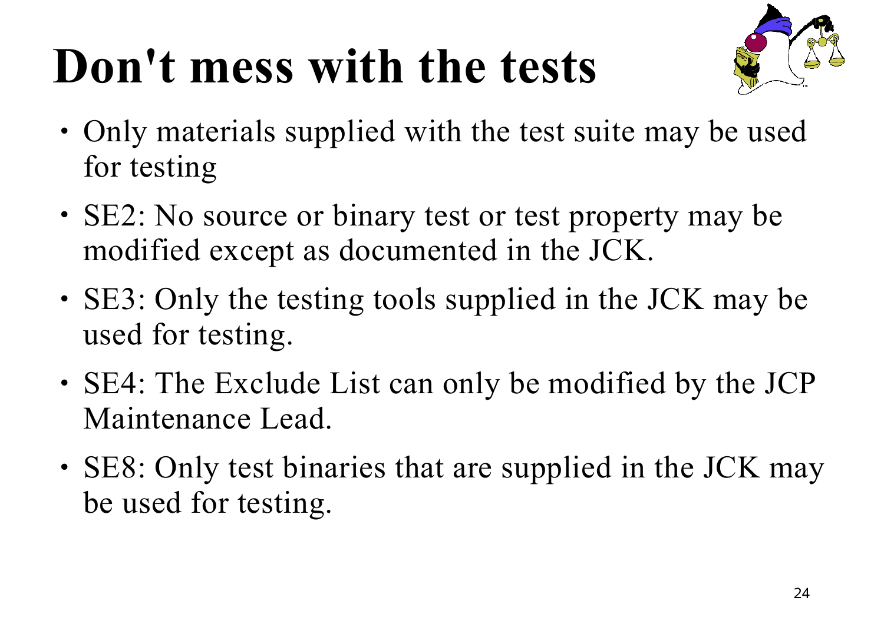# Don't mess with the tests

- Only materials supplied with the test suite may be used for testing
- SE2: No source or binary test or test property may be modified except as documented in the JCK.
- SE3: Only the testing tools supplied in the JCK may be used for testing.
- SE4: The Exclude List can only be modified by the JCP Maintenance Lead.
- SE8: Only test binaries that are supplied in the JCK may be used for testing.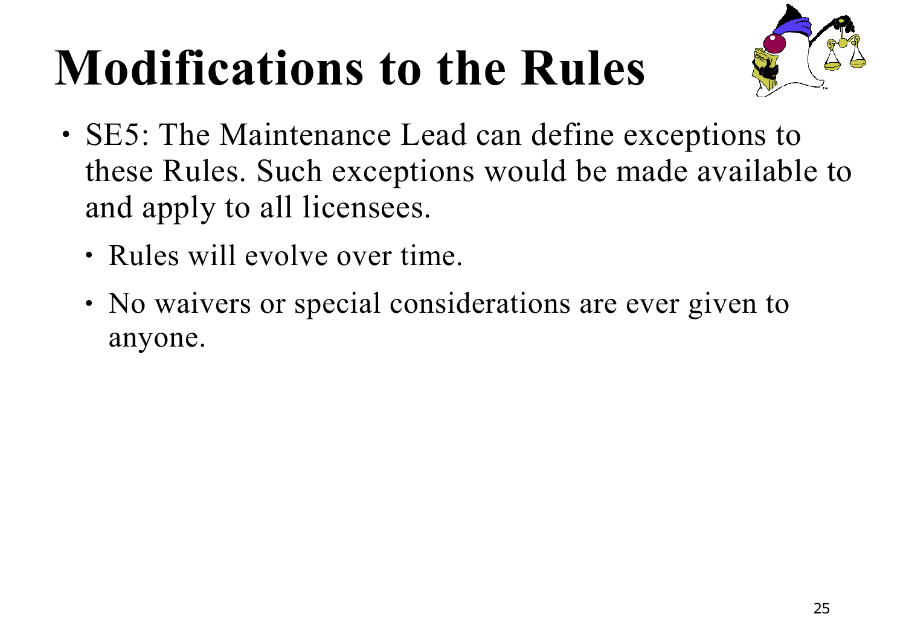# Modifications to the Rules

- SE5: The Maintenance Lead can define exceptions to these Rules. Such exceptions would be made available to and apply to all licensees.
  - Rules will evolve over time.
  - No waivers or special considerations are ever given to anyone.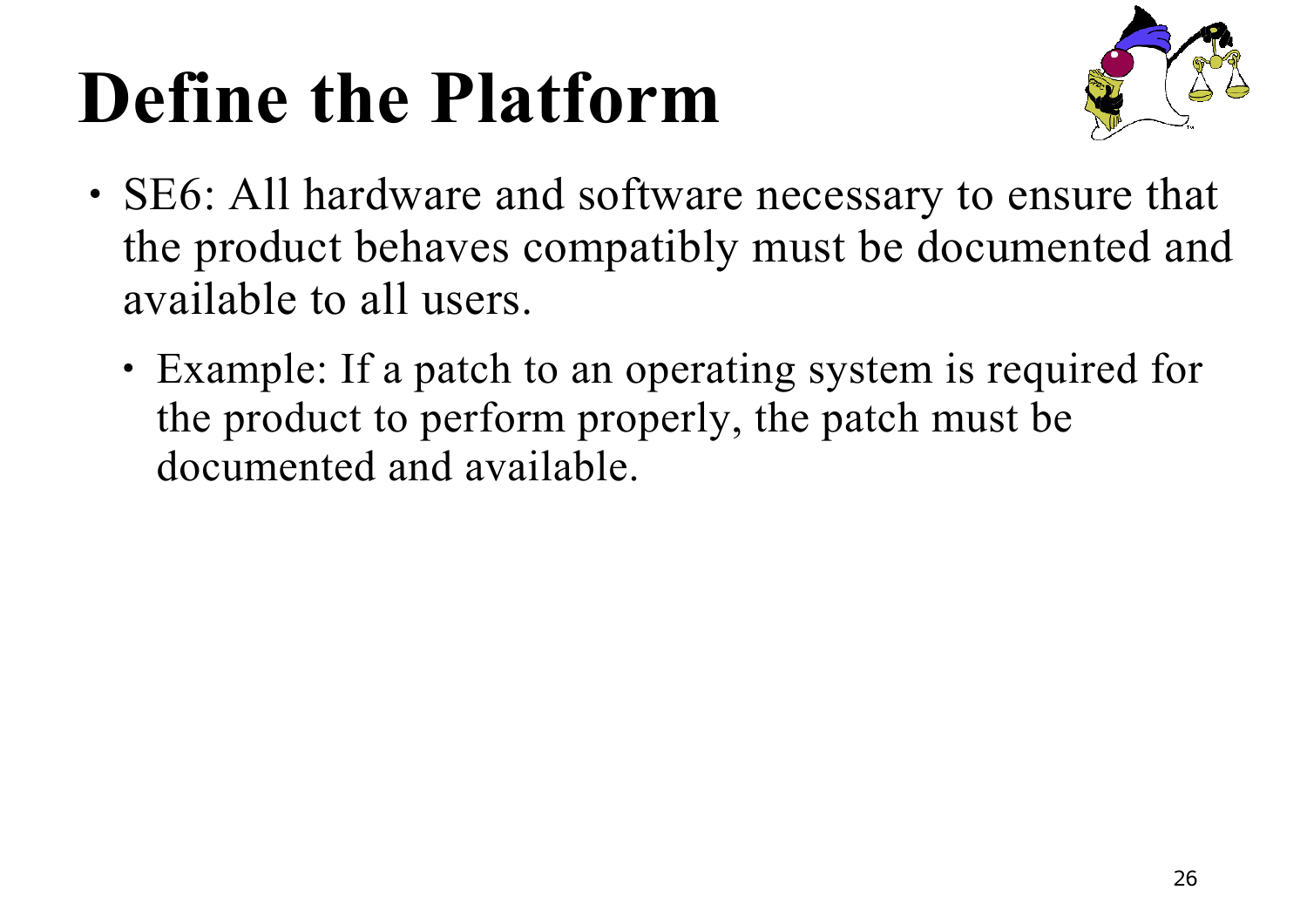# Define the Platform

- SE6: All hardware and software necessary to ensure that the product behaves compatibly must be documented and available to all users.
  - Example: If a patch to an operating system is required for the product to perform properly, the patch must be documented and available.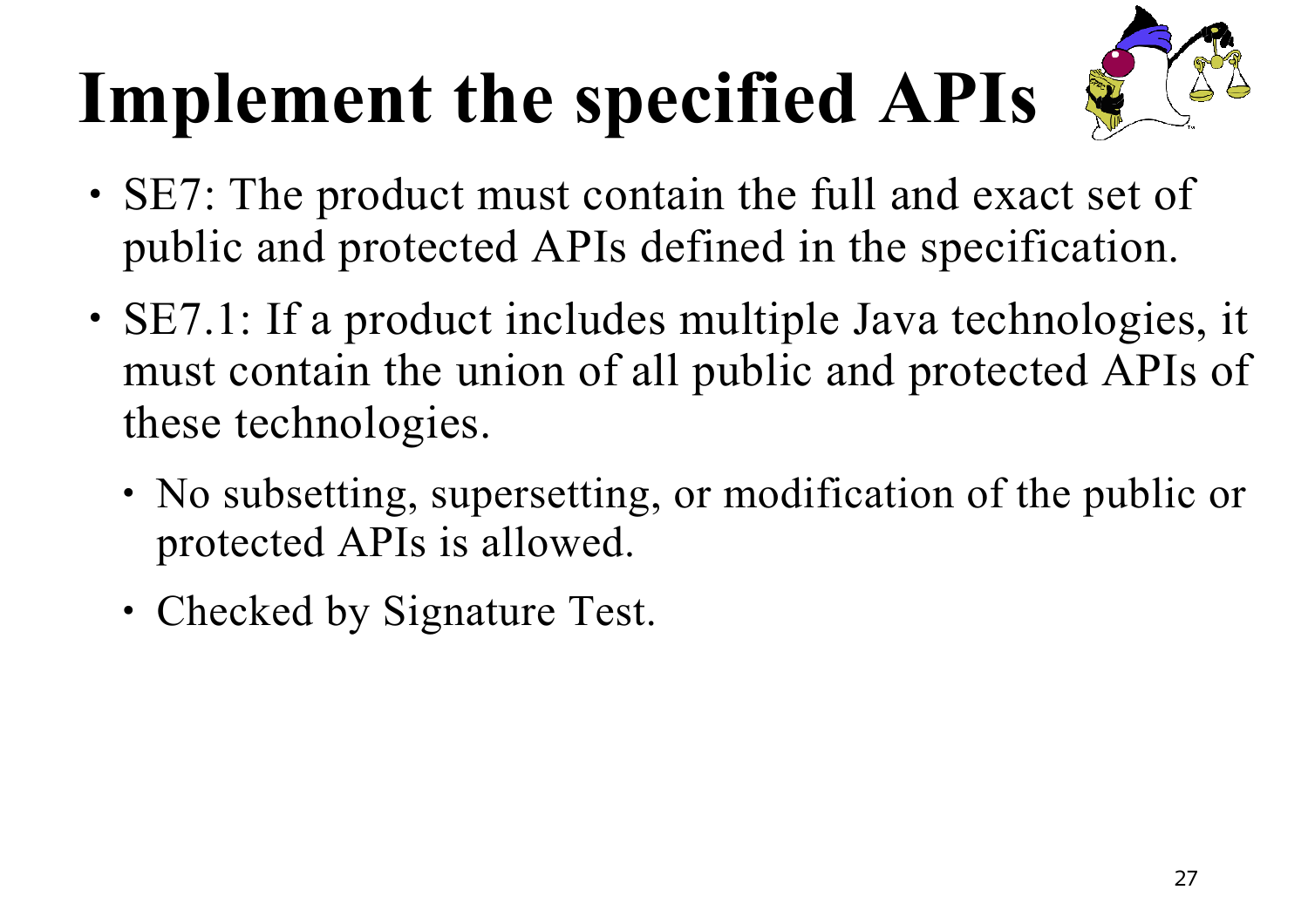# Implement the specified APIs

- SE7: The product must contain the full and exact set of public and protected APIs defined in the specification.
- SE7.1: If a product includes multiple Java technologies, it must contain the union of all public and protected APIs of these technologies.
  - No subsetting, supersetting, or modification of the public or protected APIs is allowed.
  - Checked by Signature Test.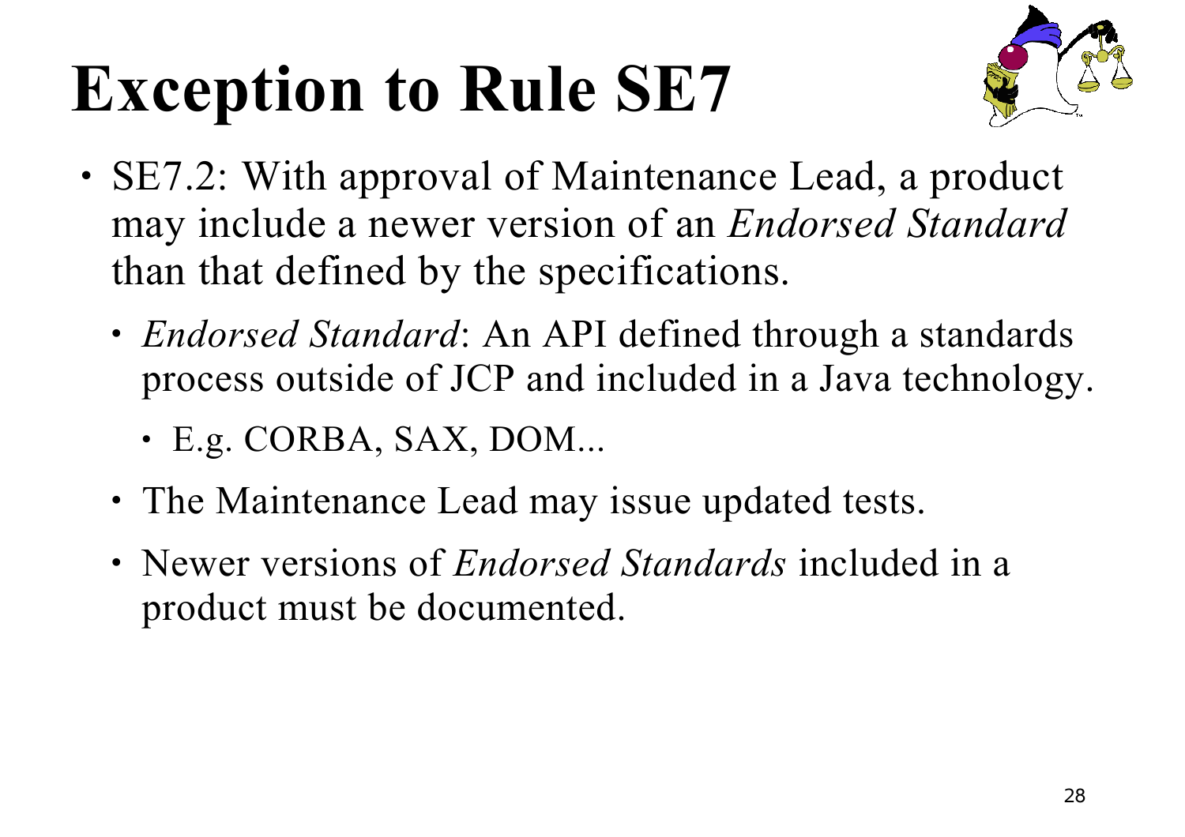# Exception to Rule SE7

- SE7.2: With approval of Maintenance Lead, a product may include a newer version of an *Endorsed Standard* than that defined by the specifications.
  - *Endorsed Standard*: An API defined through a standards process outside of JCP and included in a Java technology.
    - E.g. CORBA, SAX, DOM...
  - The Maintenance Lead may issue updated tests.
  - Newer versions of *Endorsed Standards* included in a product must be documented.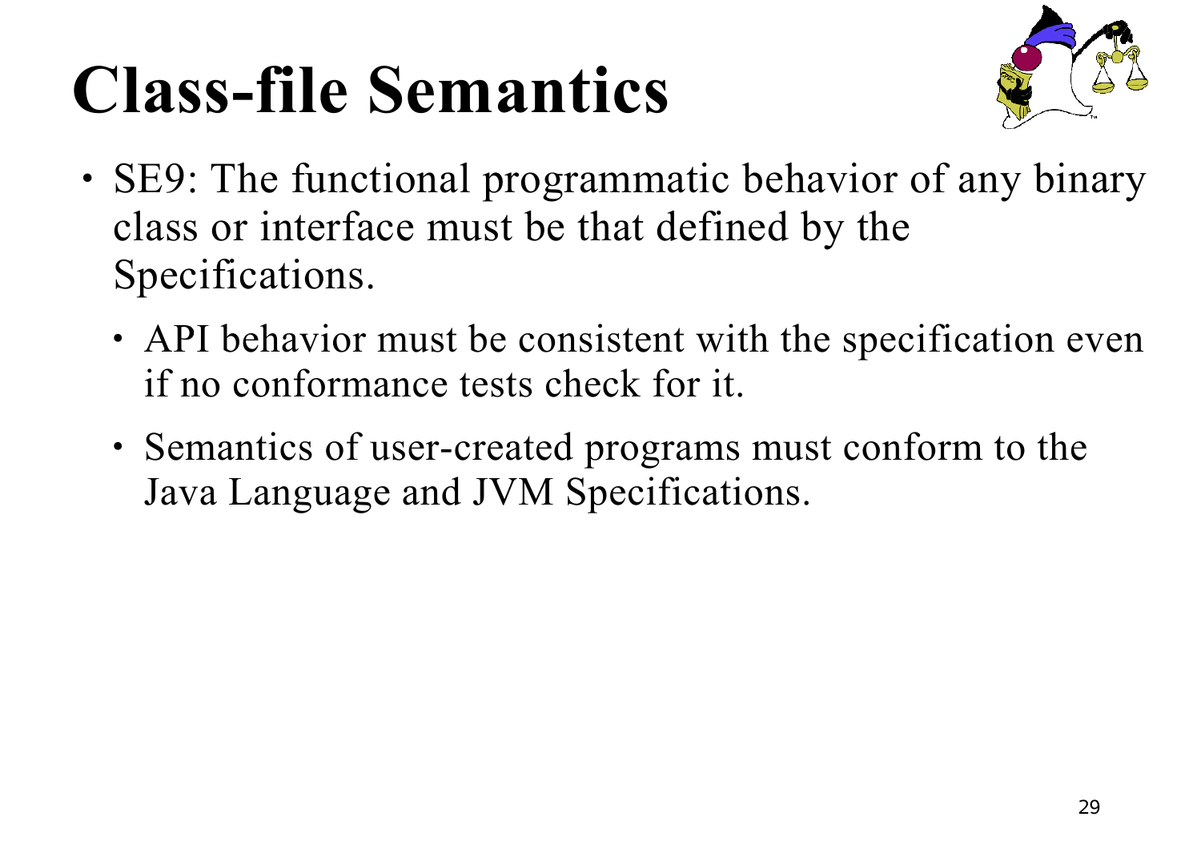# Class-file Semantics

- SE9: The functional programmatic behavior of any binary class or interface must be that defined by the Specifications.
  - API behavior must be consistent with the specification even if no conformance tests check for it.
  - Semantics of user-created programs must conform to the Java Language and JVM Specifications.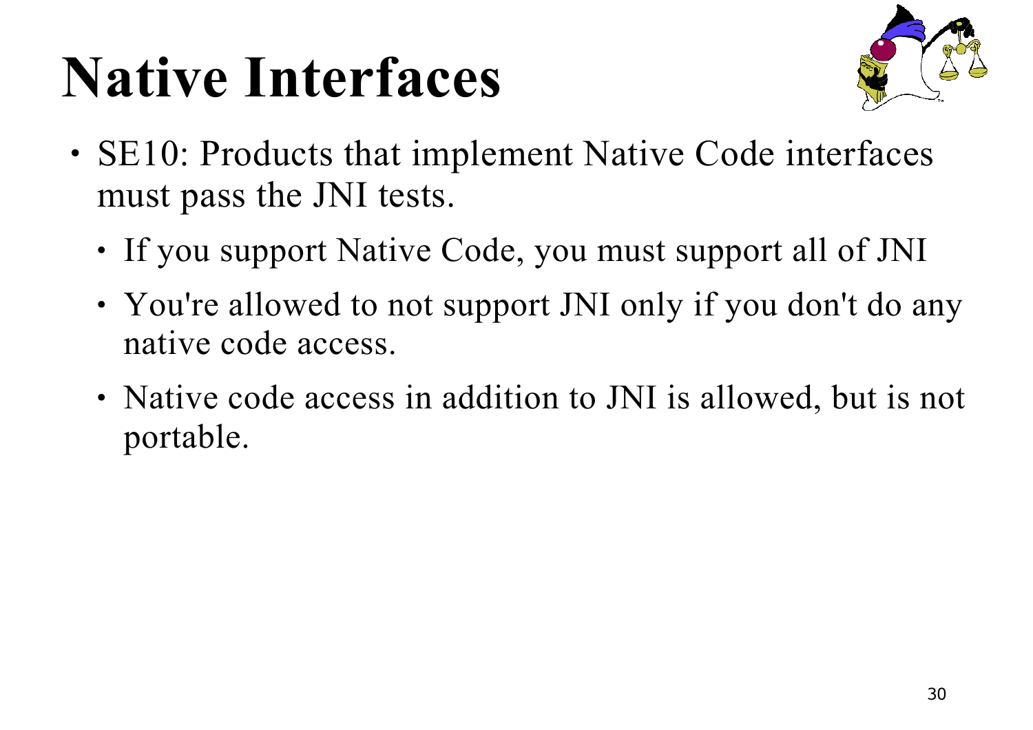# Native Interfaces

- SE10: Products that implement Native Code interfaces must pass the JNI tests.
  - If you support Native Code, you must support all of JNI
  - You're allowed to not support JNI only if you don't do any native code access.
  - Native code access in addition to JNI is allowed, but is not portable.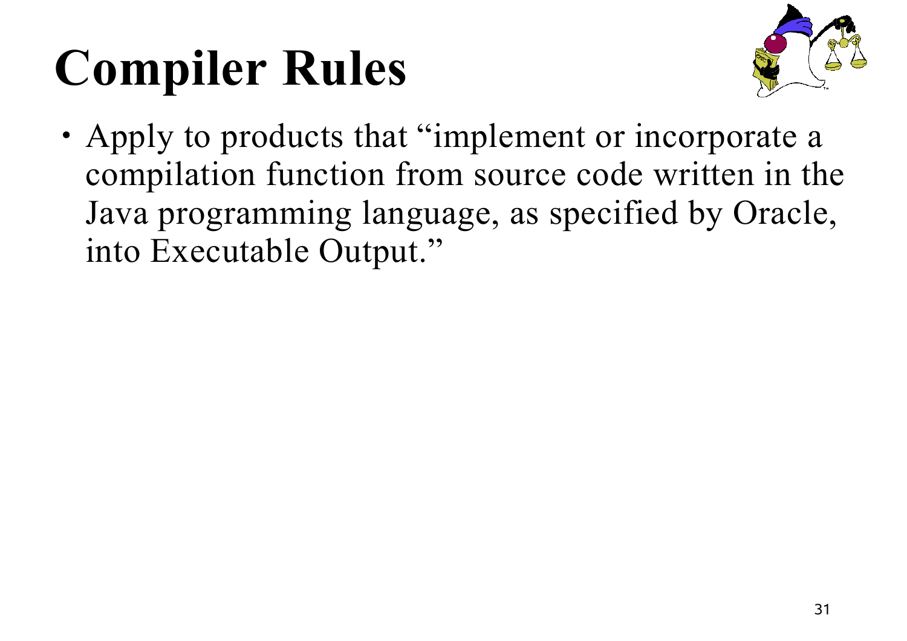# Compiler Rules

- Apply to products that "implement or incorporate a compilation function from source code written in the Java programming language, as specified by Oracle, into Executable Output."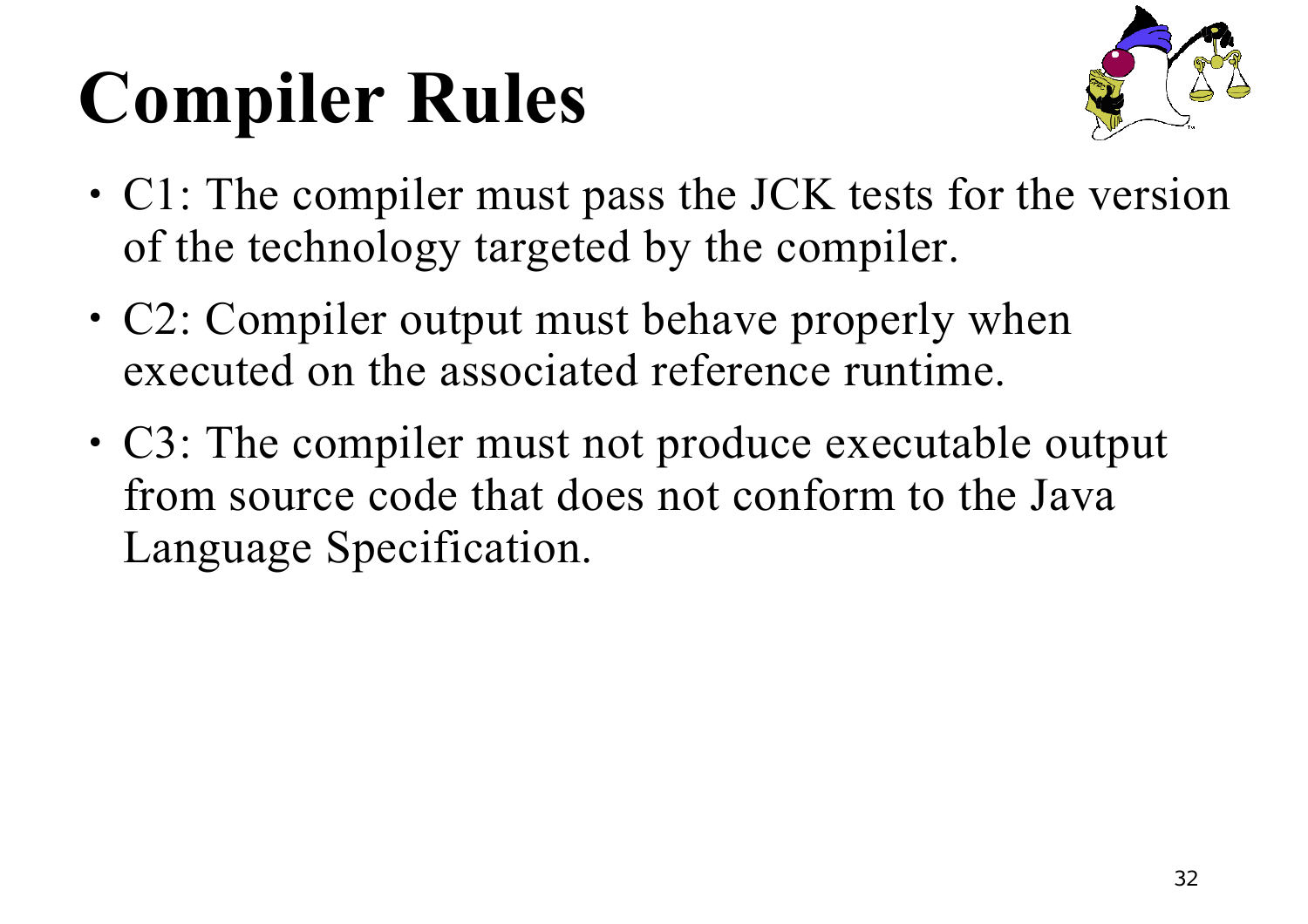# Compiler Rules

- C1: The compiler must pass the JCK tests for the version of the technology targeted by the compiler.
- C2: Compiler output must behave properly when executed on the associated reference runtime.
- C3: The compiler must not produce executable output from source code that does not conform to the Java Language Specification.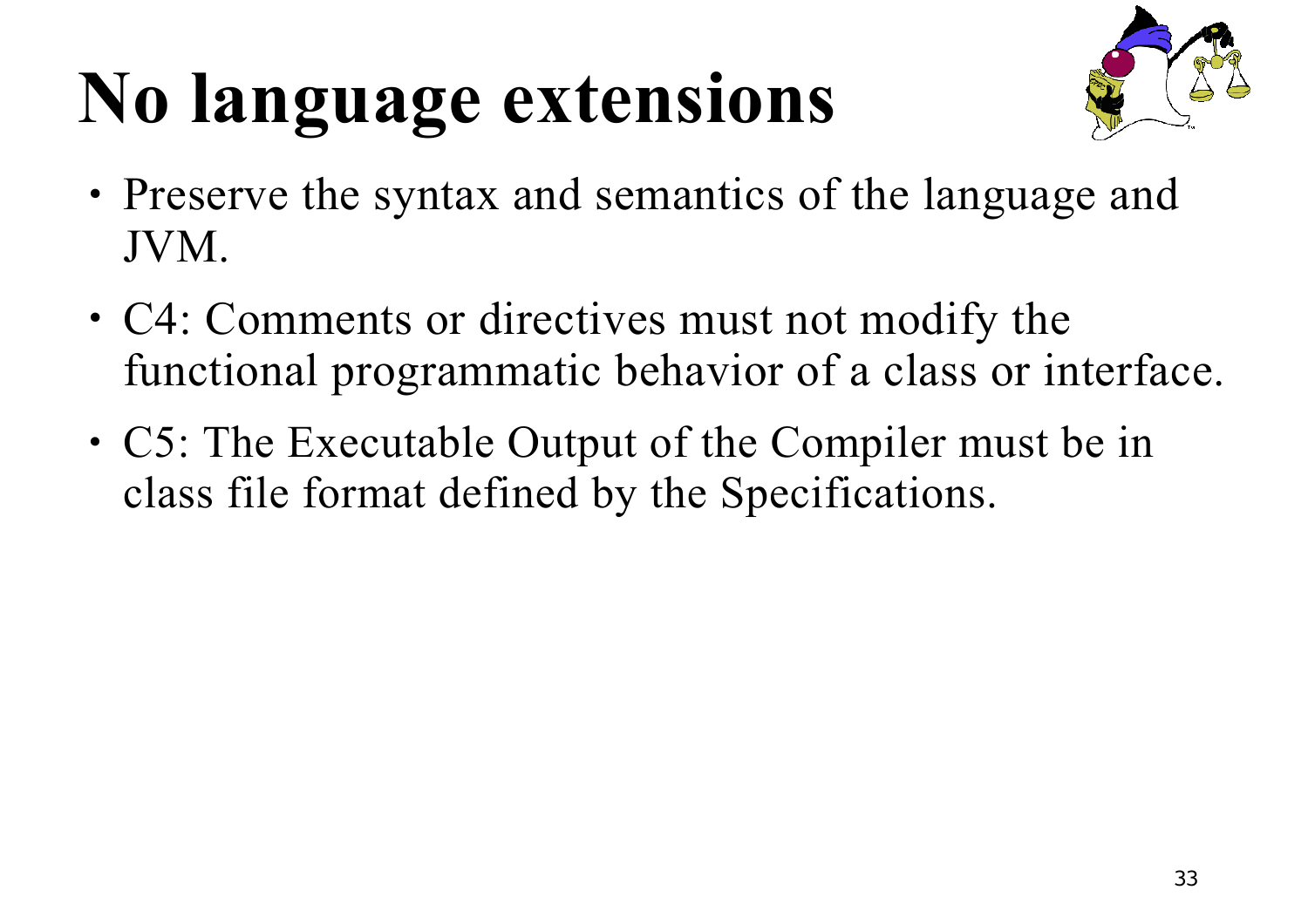# No language extensions

- Preserve the syntax and semantics of the language and JVM.
- C4: Comments or directives must not modify the functional programmatic behavior of a class or interface.
- C5: The Executable Output of the Compiler must be in class file format defined by the Specifications.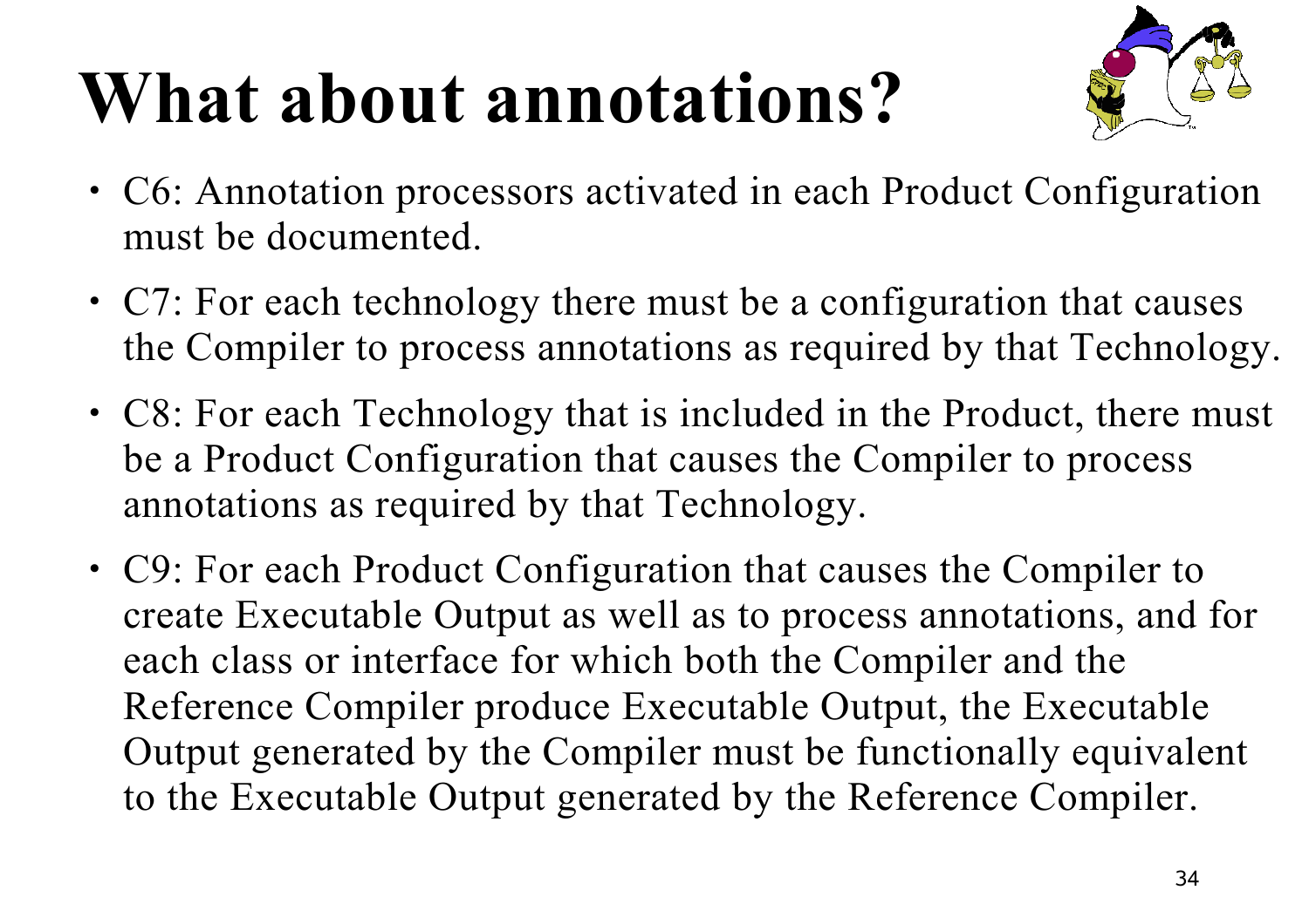# What about annotations?

- C6: Annotation processors activated in each Product Configuration must be documented.
- C7: For each technology there must be a configuration that causes the Compiler to process annotations as required by that Technology.
- C8: For each Technology that is included in the Product, there must be a Product Configuration that causes the Compiler to process annotations as required by that Technology.
- C9: For each Product Configuration that causes the Compiler to create Executable Output as well as to process annotations, and for each class or interface for which both the Compiler and the Reference Compiler produce Executable Output, the Executable Output generated by the Compiler must be functionally equivalent to the Executable Output generated by the Reference Compiler.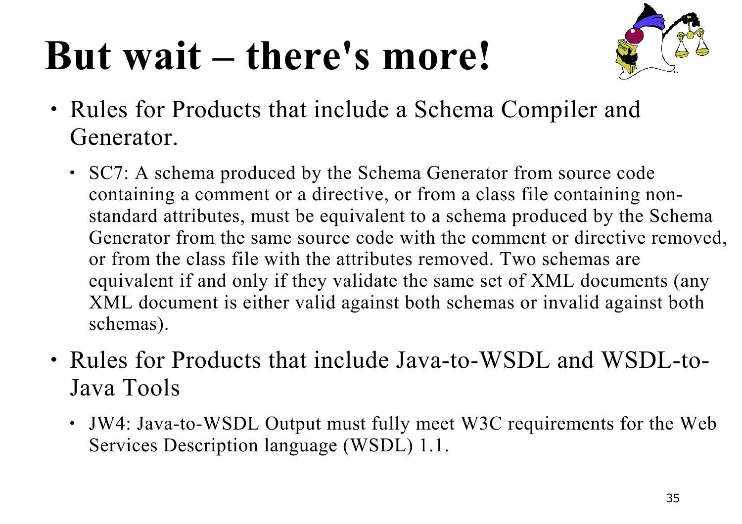# But wait – there's more!

- Rules for Products that include a Schema Compiler and Generator.
  - SC7: A schema produced by the Schema Generator from source code containing a comment or a directive, or from a class file containing non-standard attributes, must be equivalent to a schema produced by the Schema Generator from the same source code with the comment or directive removed, or from the class file with the attributes removed. Two schemas are equivalent if and only if they validate the same set of XML documents (any XML document is either valid against both schemas or invalid against both schemas).
- Rules for Products that include Java-to-WSDL and WSDL-to-Java Tools
  - JW4: Java-to-WSDL Output must fully meet W3C requirements for the Web Services Description language (WSDL) 1.1.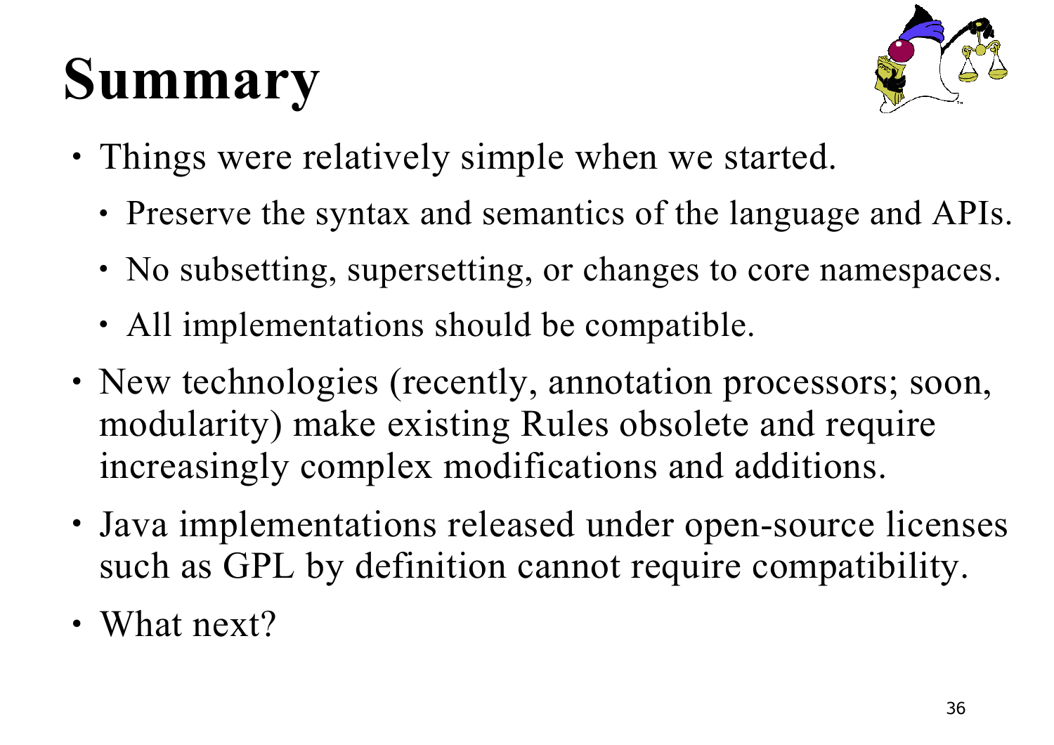# Summary

- Things were relatively simple when we started.
  - Preserve the syntax and semantics of the language and APIs.
  - No subsetting, supersetting, or changes to core namespaces.
  - All implementations should be compatible.
- New technologies (recently, annotation processors; soon, modularity) make existing Rules obsolete and require increasingly complex modifications and additions.
- Java implementations released under open-source licenses such as GPL by definition cannot require compatibility.
- What next?